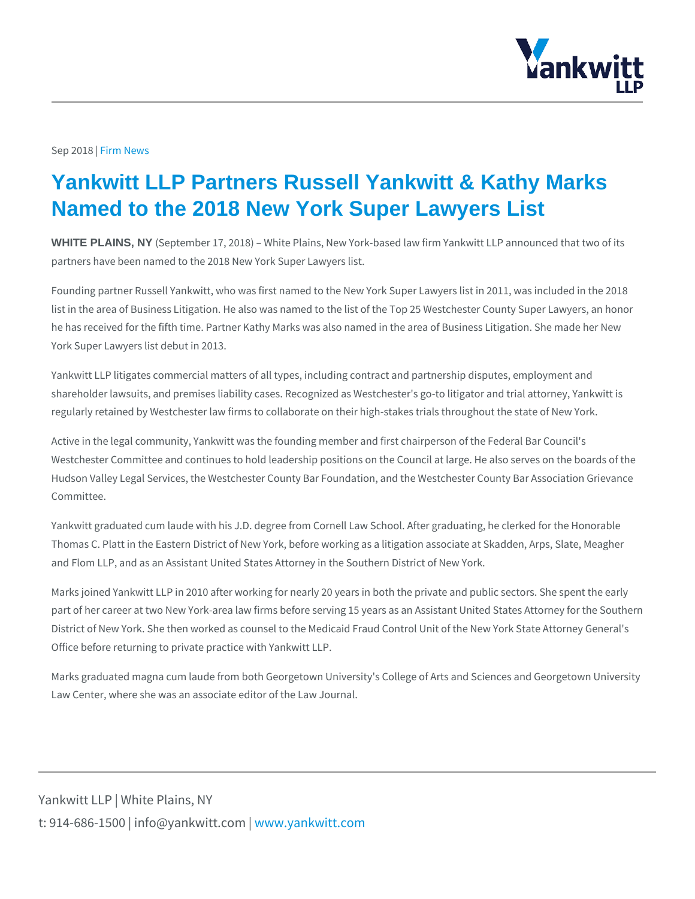Sep 2018 | Firm News

# Yankwitt LLP Partners Russell Yankwitt & Kathy Marks Named to the 2018 New York Super Lawyers List

**WHITE PLAINS, NY** (September 17, 2018) – White Plains, New York-based law firm Yankwitt LLP announced that two of its partners have been named to the 2018 New York Super Lawyers list.

Founding partner Russell Yankwitt, who was first named to the New York Super Lawyers list in 2011, was included in the 2018 list in the area of Business Litigation. He also was named to the list of the Top 25 Westchester County Super Lawyers, an honor he has received for the fifth time. Partner Kathy Marks was also named in the area of Business Litigation. She made her New York Super Lawyers list debut in 2013.

Yankwitt LLP litigates commercial matters of all types, including contract and partnership disputes, employment and shareholder lawsuits, and premises liability cases. Recognized as Westchester's go-to litigator and trial attorney, Yankwitt is regularly retained by Westchester law firms to collaborate on their high-stakes trials throughout the state of New York.

Active in the legal community, Yankwitt was the founding member and first chairperson of the Federal Bar Council's Westchester Committee and continues to hold leadership positions on the Council at large. He also serves on the boards of the Hudson Valley Legal Services, the Westchester County Bar Foundation, and the Westchester County Bar Association Grievance Committee.

Yankwitt graduated cum laude with his J.D. degree from Cornell Law School. After graduating, he clerked for the Honorable Thomas C. Platt in the Eastern District of New York, before working as a litigation associate at Skadden, Arps, Slate, Meagher and Flom LLP, and as an Assistant United States Attorney in the Southern District of New York.

Marks joined Yankwitt LLP in 2010 after working for nearly 20 years in both the private and public sectors. She spent the early part of her career at two New York-area law firms before serving 15 years as an Assistant United States Attorney for the Southern District of New York. She then worked as counsel to the Medicaid Fraud Control Unit of the New York State Attorney General's Office before returning to private practice with Yankwitt LLP.

Marks graduated magna cum laude from both Georgetown University's College of Arts and Sciences and Georgetown University Law Center, where she was an associate editor of the Law Journal.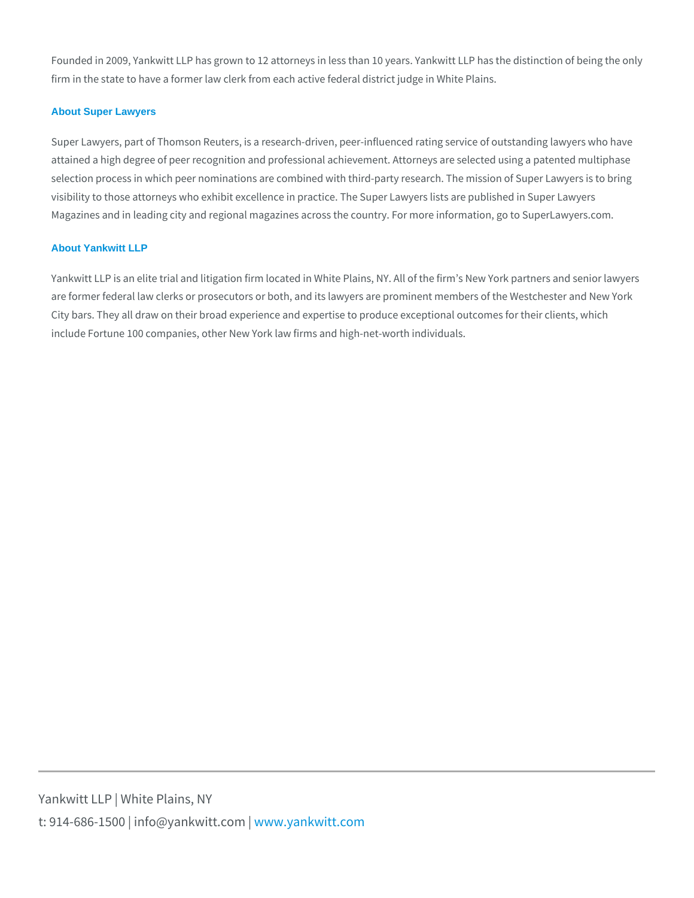Founded in 2009, Yankwitt LLP has grown to 12 attorneys in less than 10 years. Yankwitt LLP has the distinction of being the only firm in the state to have a former law clerk from each active federal district judge in White Plains.

### About Super Lawyers

Super Lawyers, part of Thomson Reuters, is a research-driven, peer-influenced rating service of outstanding lawyers who have attained a high degree of peer recognition and professional achievement. Attorneys are selected using a patented multiphase selection process in which peer nominations are combined with third-party research. The mission of Super Lawyers is to bring visibility to those attorneys who exhibit excellence in practice. The Super Lawyers lists are published in Super Lawyers Magazines and in leading city and regional magazines across the country. For more information, go to SuperLawyers.com.

### About Yankwitt LLP

Yankwitt LLP is an elite trial and litigation firm located in White Plains, NY. All of the firm's New York partners and senior lawyers are former federal law clerks or prosecutors or both, and its lawyers are prominent members of the Westchester and New York City bars. They all draw on their broad experience and expertise to produce exceptional outcomes for their clients, which include Fortune 100 companies, other New York law firms and high-net-worth individuals.

---

Yankwitt LLP | White Plains, NY

t: 914-686-1500 | info@yankwitt.com | www.yankwitt.com